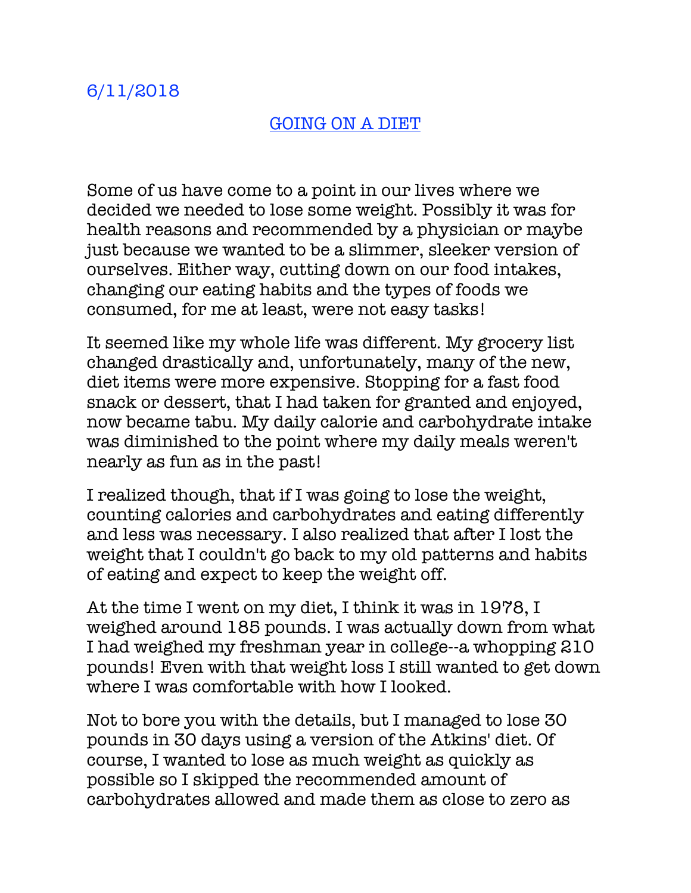6/11/2018

# GOING ON A DIET

Some of us have come to a point in our lives where we decided we needed to lose some weight. Possibly it was for health reasons and recommended by a physician or maybe just because we wanted to be a slimmer, sleeker version of ourselves. Either way, cutting down on our food intakes, changing our eating habits and the types of foods we consumed, for me at least, were not easy tasks!

It seemed like my whole life was different. My grocery list changed drastically and, unfortunately, many of the new, diet items were more expensive. Stopping for a fast food snack or dessert, that I had taken for granted and enjoyed, now became tabu. My daily calorie and carbohydrate intake was diminished to the point where my daily meals weren't nearly as fun as in the past!

I realized though, that if I was going to lose the weight, counting calories and carbohydrates and eating differently and less was necessary. I also realized that after I lost the weight that I couldn't go back to my old patterns and habits of eating and expect to keep the weight off.

At the time I went on my diet, I think it was in 1978, I weighed around 185 pounds. I was actually down from what I had weighed my freshman year in college--a whopping 210 pounds! Even with that weight loss I still wanted to get down where I was comfortable with how I looked.

Not to bore you with the details, but I managed to lose 30 pounds in 30 days using a version of the Atkins' diet. Of course, I wanted to lose as much weight as quickly as possible so I skipped the recommended amount of carbohydrates allowed and made them as close to zero as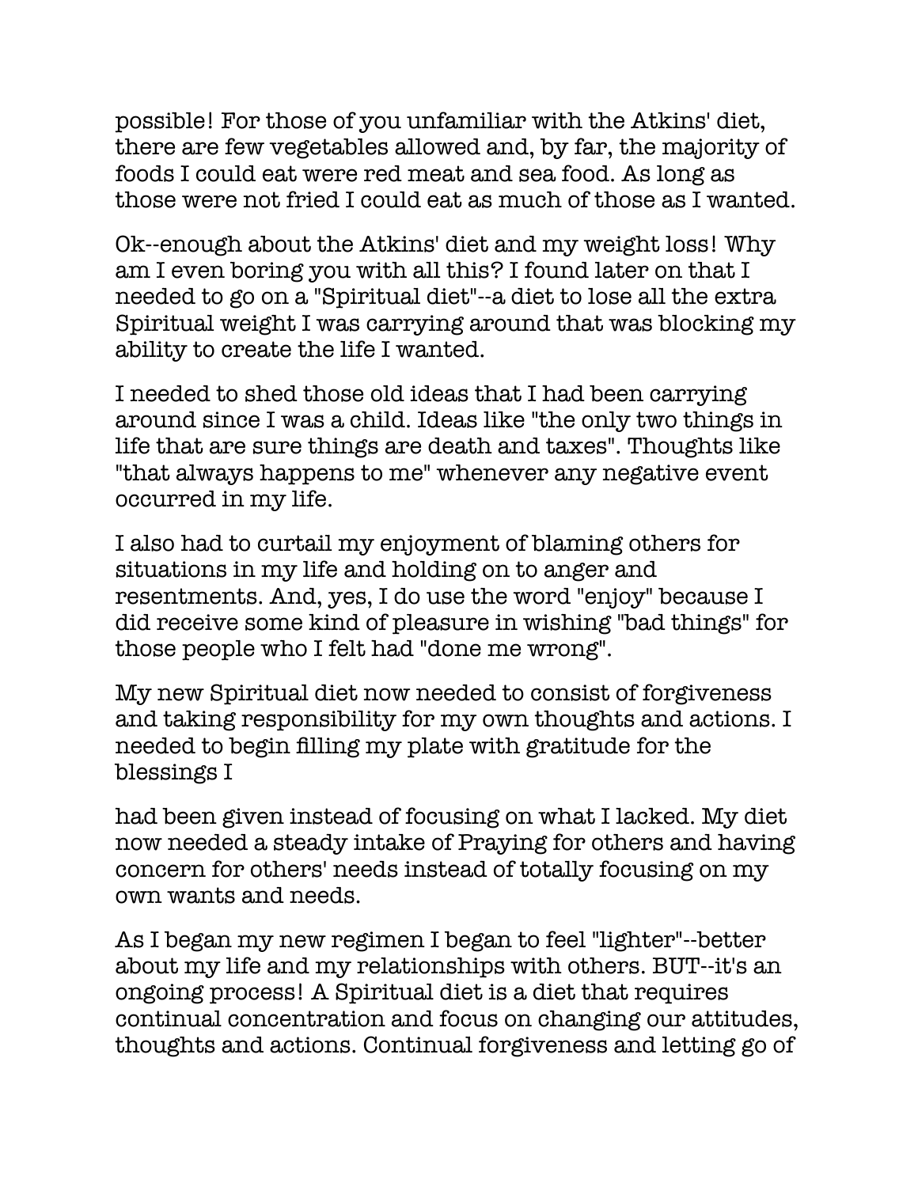possible! For those of you unfamiliar with the Atkins' diet, there are few vegetables allowed and, by far, the majority of foods I could eat were red meat and sea food. As long as those were not fried I could eat as much of those as I wanted.

Ok--enough about the Atkins' diet and my weight loss! Why am I even boring you with all this? I found later on that I needed to go on a "Spiritual diet"--a diet to lose all the extra Spiritual weight I was carrying around that was blocking my ability to create the life I wanted.

I needed to shed those old ideas that I had been carrying around since I was a child. Ideas like "the only two things in life that are sure things are death and taxes". Thoughts like "that always happens to me" whenever any negative event occurred in my life.

I also had to curtail my enjoyment of blaming others for situations in my life and holding on to anger and resentments. And, yes, I do use the word "enjoy" because I did receive some kind of pleasure in wishing "bad things" for those people who I felt had "done me wrong".

My new Spiritual diet now needed to consist of forgiveness and taking responsibility for my own thoughts and actions. I needed to begin filling my plate with gratitude for the blessings I

had been given instead of focusing on what I lacked. My diet now needed a steady intake of Praying for others and having concern for others' needs instead of totally focusing on my own wants and needs.

As I began my new regimen I began to feel "lighter"--better about my life and my relationships with others. BUT--it's an ongoing process! A Spiritual diet is a diet that requires continual concentration and focus on changing our attitudes, thoughts and actions. Continual forgiveness and letting go of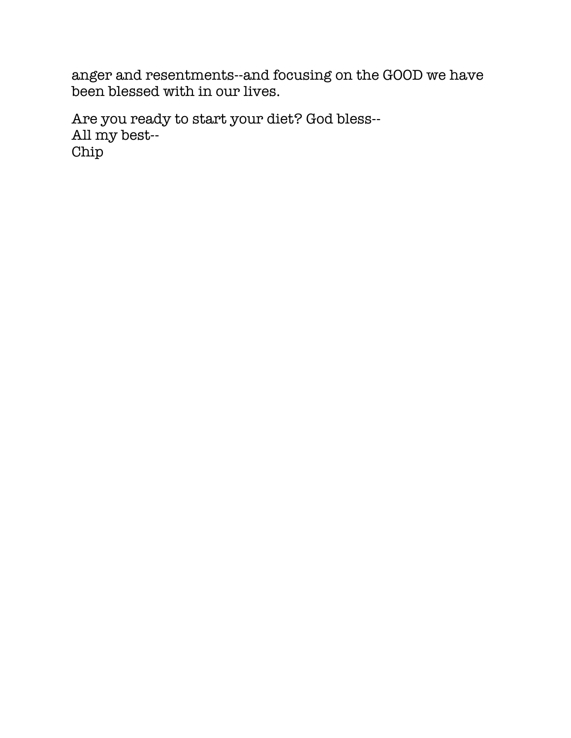anger and resentments--and focusing on the GOOD we have been blessed with in our lives.

Are you ready to start your diet? God bless--
All my best--
Chip